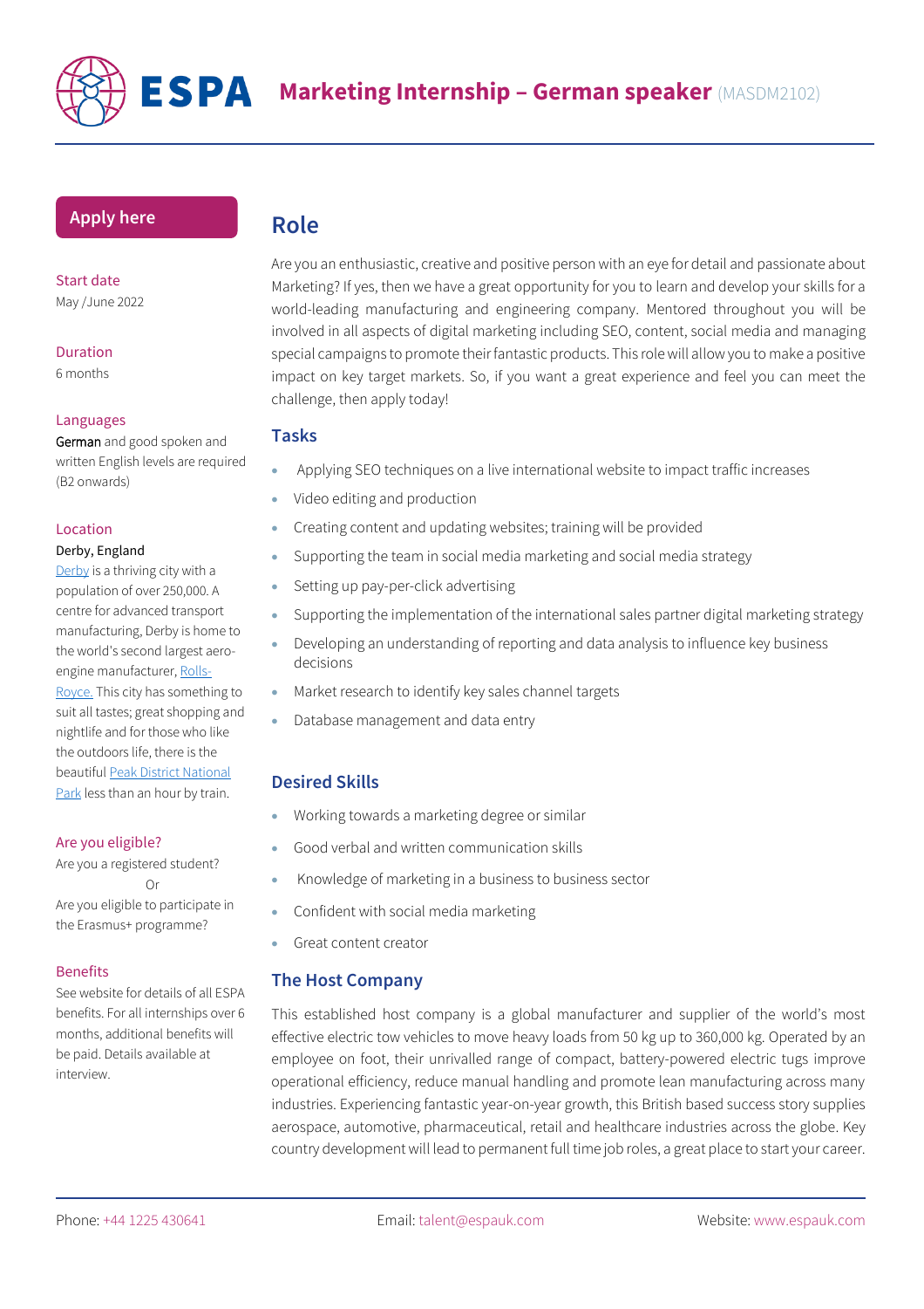# ESPA Marketing Internship – German speaker (MASDM2102)

**Apply here**

**Start date**
May /June 2022

**Duration**
6 months

**Languages**
German and good spoken and written English levels are required (B2 onwards)

**Location**
Derby, England
Derby is a thriving city with a population of over 250,000. A centre for advanced transport manufacturing, Derby is home to the world's second largest aero-engine manufacturer, Rolls-Royce. This city has something to suit all tastes; great shopping and nightlife and for those who like the outdoors life, there is the beautiful Peak District National Park less than an hour by train.

**Are you eligible?**
Are you a registered student?
Or
Are you eligible to participate in the Erasmus+ programme?

**Benefits**
See website for details of all ESPA benefits. For all internships over 6 months, additional benefits will be paid. Details available at interview.

## Role

Are you an enthusiastic, creative and positive person with an eye for detail and passionate about Marketing? If yes, then we have a great opportunity for you to learn and develop your skills for a world-leading manufacturing and engineering company. Mentored throughout you will be involved in all aspects of digital marketing including SEO, content, social media and managing special campaigns to promote their fantastic products. This role will allow you to make a positive impact on key target markets. So, if you want a great experience and feel you can meet the challenge, then apply today!

### Tasks

- Applying SEO techniques on a live international website to impact traffic increases
- Video editing and production
- Creating content and updating websites; training will be provided
- Supporting the team in social media marketing and social media strategy
- Setting up pay-per-click advertising
- Supporting the implementation of the international sales partner digital marketing strategy
- Developing an understanding of reporting and data analysis to influence key business decisions
- Market research to identify key sales channel targets
- Database management and data entry

### Desired Skills

- Working towards a marketing degree or similar
- Good verbal and written communication skills
- Knowledge of marketing in a business to business sector
- Confident with social media marketing
- Great content creator

### The Host Company

This established host company is a global manufacturer and supplier of the world's most effective electric tow vehicles to move heavy loads from 50 kg up to 360,000 kg. Operated by an employee on foot, their unrivalled range of compact, battery-powered electric tugs improve operational efficiency, reduce manual handling and promote lean manufacturing across many industries. Experiencing fantastic year-on-year growth, this British based success story supplies aerospace, automotive, pharmaceutical, retail and healthcare industries across the globe. Key country development will lead to permanent full time job roles, a great place to start your career.

Phone: +44 1225 430641 Email: talent@espauk.com Website: www.espauk.com